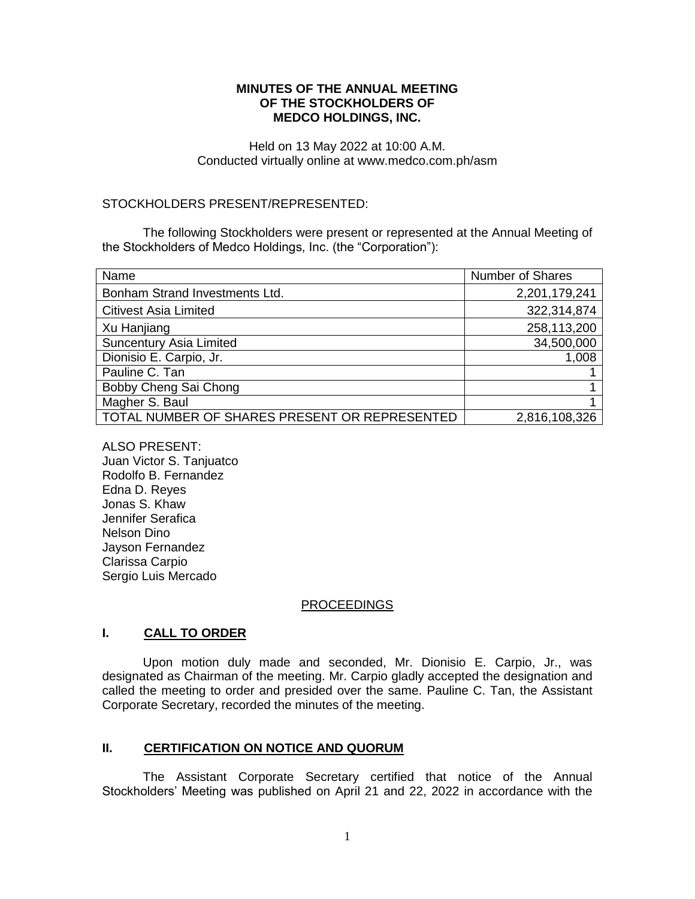**MINUTES OF THE ANNUAL MEETING OF THE STOCKHOLDERS OF MEDCO HOLDINGS, INC.**

Held on 13 May 2022 at 10:00 A.M.
Conducted virtually online at www.medco.com.ph/asm

STOCKHOLDERS PRESENT/REPRESENTED:

The following Stockholders were present or represented at the Annual Meeting of the Stockholders of Medco Holdings, Inc. (the "Corporation"):

| Name | Number of Shares |
|---|---:|
| Bonham Strand Investments Ltd. | 2,201,179,241 |
| Citivest Asia Limited | 322,314,874 |
| Xu Hanjiang | 258,113,200 |
| Suncentury Asia Limited | 34,500,000 |
| Dionisio E. Carpio, Jr. | 1,008 |
| Pauline C. Tan | 1 |
| Bobby Cheng Sai Chong | 1 |
| Magher S. Baul | 1 |
| TOTAL NUMBER OF SHARES PRESENT OR REPRESENTED | 2,816,108,326 |

ALSO PRESENT:
Juan Victor S. Tanjuatco
Rodolfo B. Fernandez
Edna D. Reyes
Jonas S. Khaw
Jennifer Serafica
Nelson Dino
Jayson Fernandez
Clarissa Carpio
Sergio Luis Mercado

PROCEEDINGS

## I. CALL TO ORDER

Upon motion duly made and seconded, Mr. Dionisio E. Carpio, Jr., was designated as Chairman of the meeting. Mr. Carpio gladly accepted the designation and called the meeting to order and presided over the same. Pauline C. Tan, the Assistant Corporate Secretary, recorded the minutes of the meeting.

## II. CERTIFICATION ON NOTICE AND QUORUM

The Assistant Corporate Secretary certified that notice of the Annual Stockholders' Meeting was published on April 21 and 22, 2022 in accordance with the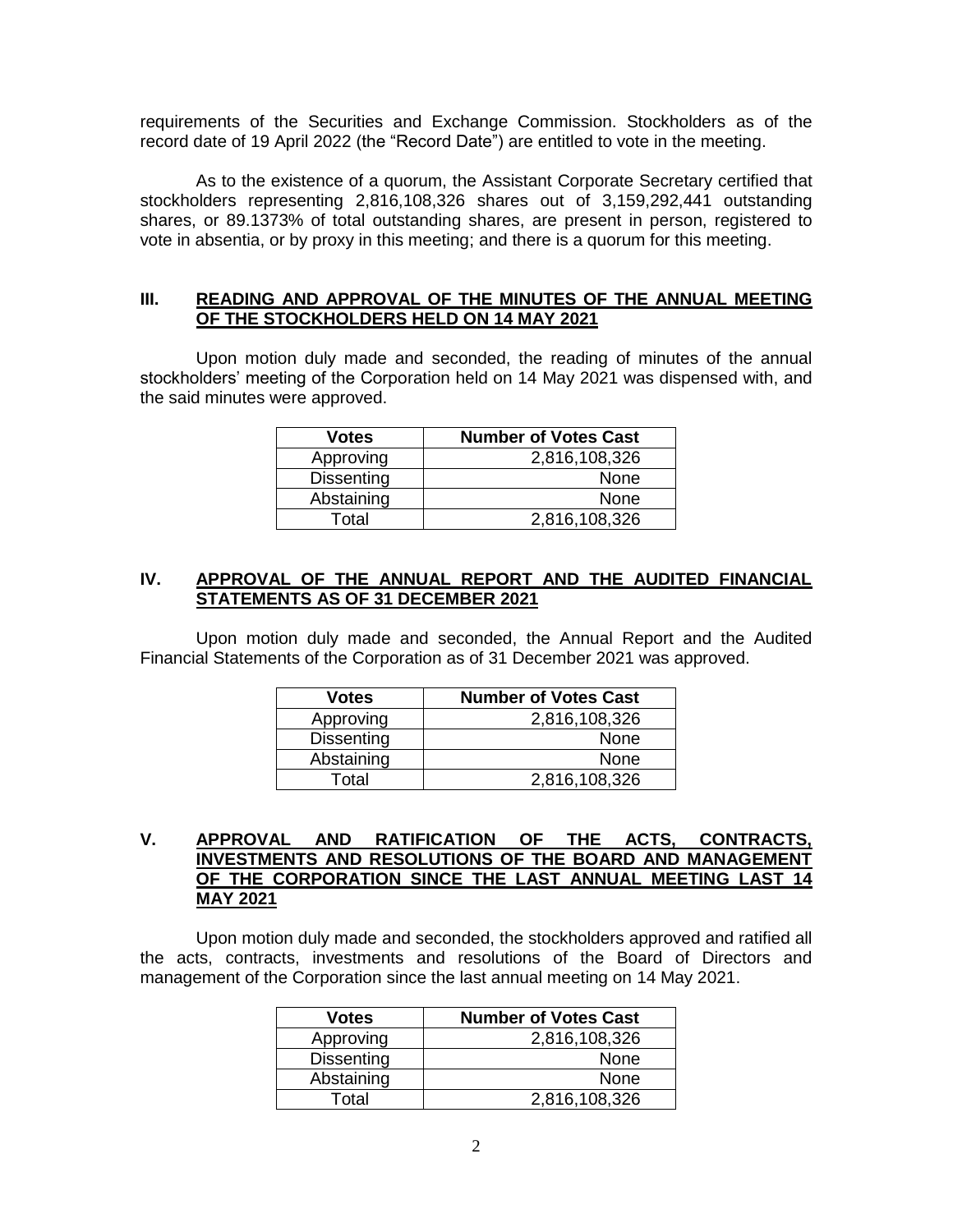requirements of the Securities and Exchange Commission. Stockholders as of the record date of 19 April 2022 (the "Record Date") are entitled to vote in the meeting.

As to the existence of a quorum, the Assistant Corporate Secretary certified that stockholders representing 2,816,108,326 shares out of 3,159,292,441 outstanding shares, or 89.1373% of total outstanding shares, are present in person, registered to vote in absentia, or by proxy in this meeting; and there is a quorum for this meeting.

## III. READING AND APPROVAL OF THE MINUTES OF THE ANNUAL MEETING OF THE STOCKHOLDERS HELD ON 14 MAY 2021

Upon motion duly made and seconded, the reading of minutes of the annual stockholders' meeting of the Corporation held on 14 May 2021 was dispensed with, and the said minutes were approved.

| Votes | Number of Votes Cast |
|---|---|
| Approving | 2,816,108,326 |
| Dissenting | None |
| Abstaining | None |
| Total | 2,816,108,326 |

## IV. APPROVAL OF THE ANNUAL REPORT AND THE AUDITED FINANCIAL STATEMENTS AS OF 31 DECEMBER 2021

Upon motion duly made and seconded, the Annual Report and the Audited Financial Statements of the Corporation as of 31 December 2021 was approved.

| Votes | Number of Votes Cast |
|---|---|
| Approving | 2,816,108,326 |
| Dissenting | None |
| Abstaining | None |
| Total | 2,816,108,326 |

## V. APPROVAL AND RATIFICATION OF THE ACTS, CONTRACTS, INVESTMENTS AND RESOLUTIONS OF THE BOARD AND MANAGEMENT OF THE CORPORATION SINCE THE LAST ANNUAL MEETING LAST 14 MAY 2021

Upon motion duly made and seconded, the stockholders approved and ratified all the acts, contracts, investments and resolutions of the Board of Directors and management of the Corporation since the last annual meeting on 14 May 2021.

| Votes | Number of Votes Cast |
|---|---|
| Approving | 2,816,108,326 |
| Dissenting | None |
| Abstaining | None |
| Total | 2,816,108,326 |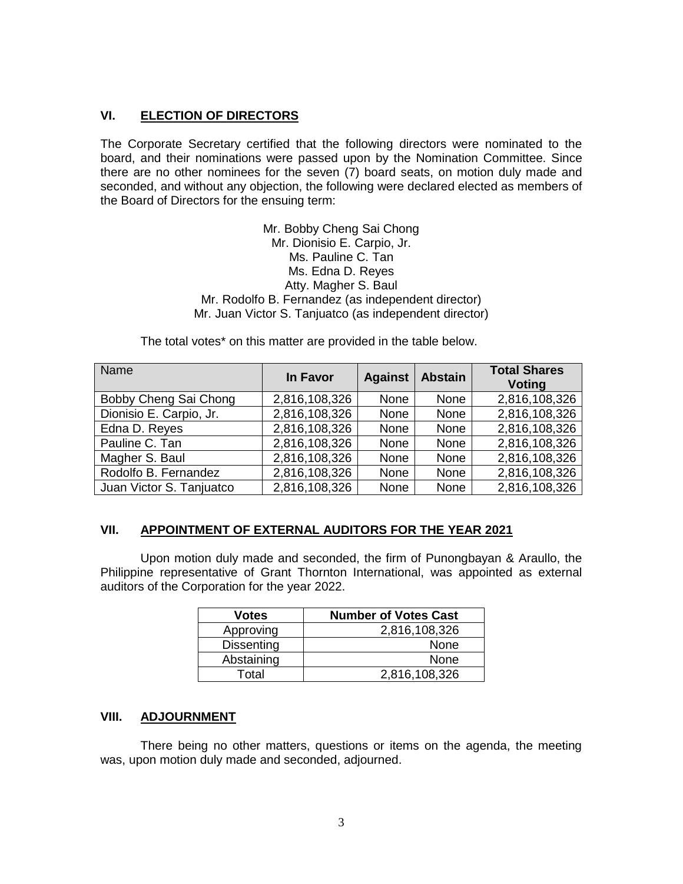## VI. ELECTION OF DIRECTORS

The Corporate Secretary certified that the following directors were nominated to the board, and their nominations were passed upon by the Nomination Committee. Since there are no other nominees for the seven (7) board seats, on motion duly made and seconded, and without any objection, the following were declared elected as members of the Board of Directors for the ensuing term:

Mr. Bobby Cheng Sai Chong
Mr. Dionisio E. Carpio, Jr.
Ms. Pauline C. Tan
Ms. Edna D. Reyes
Atty. Magher S. Baul
Mr. Rodolfo B. Fernandez (as independent director)
Mr. Juan Victor S. Tanjuatco (as independent director)

The total votes* on this matter are provided in the table below.

| Name | In Favor | Against | Abstain | Total Shares Voting |
|---|---|---|---|---|
| Bobby Cheng Sai Chong | 2,816,108,326 | None | None | 2,816,108,326 |
| Dionisio E. Carpio, Jr. | 2,816,108,326 | None | None | 2,816,108,326 |
| Edna D. Reyes | 2,816,108,326 | None | None | 2,816,108,326 |
| Pauline C. Tan | 2,816,108,326 | None | None | 2,816,108,326 |
| Magher S. Baul | 2,816,108,326 | None | None | 2,816,108,326 |
| Rodolfo B. Fernandez | 2,816,108,326 | None | None | 2,816,108,326 |
| Juan Victor S. Tanjuatco | 2,816,108,326 | None | None | 2,816,108,326 |

## VII. APPOINTMENT OF EXTERNAL AUDITORS FOR THE YEAR 2021

Upon motion duly made and seconded, the firm of Punongbayan & Araullo, the Philippine representative of Grant Thornton International, was appointed as external auditors of the Corporation for the year 2022.

| Votes | Number of Votes Cast |
|---|---|
| Approving | 2,816,108,326 |
| Dissenting | None |
| Abstaining | None |
| Total | 2,816,108,326 |

## VIII. ADJOURNMENT

There being no other matters, questions or items on the agenda, the meeting was, upon motion duly made and seconded, adjourned.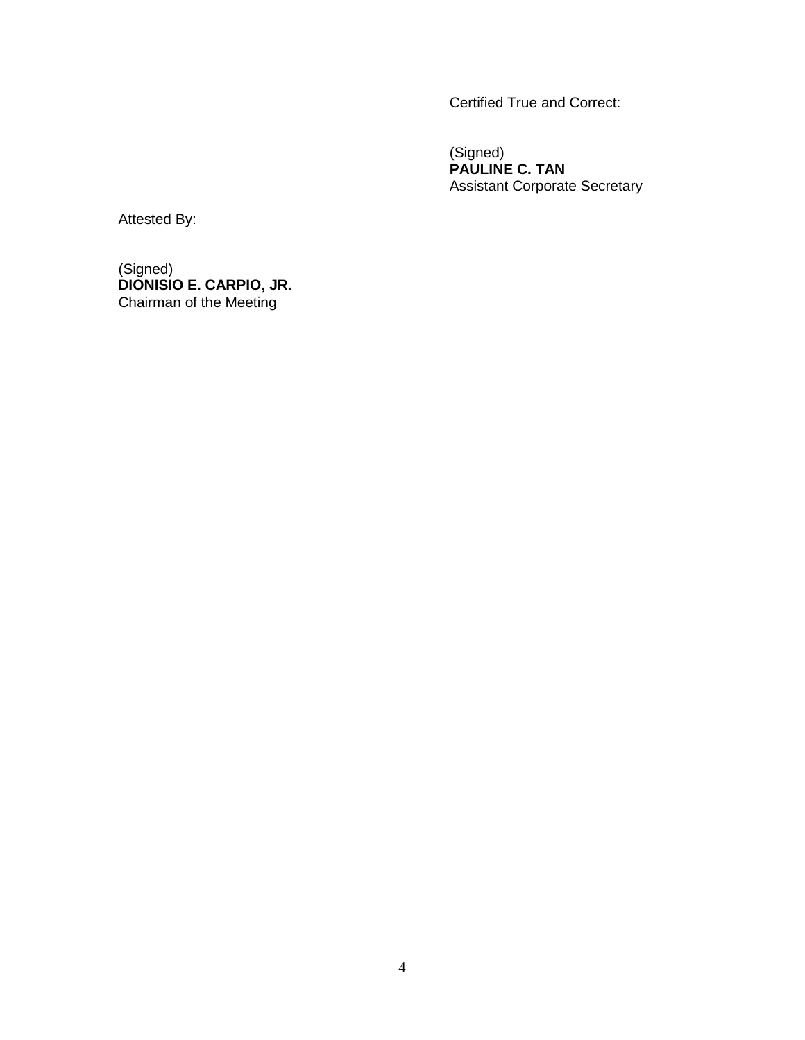Certified True and Correct:

(Signed)
**PAULINE C. TAN**
Assistant Corporate Secretary

Attested By:

(Signed)
**DIONISIO E. CARPIO, JR.**
Chairman of the Meeting